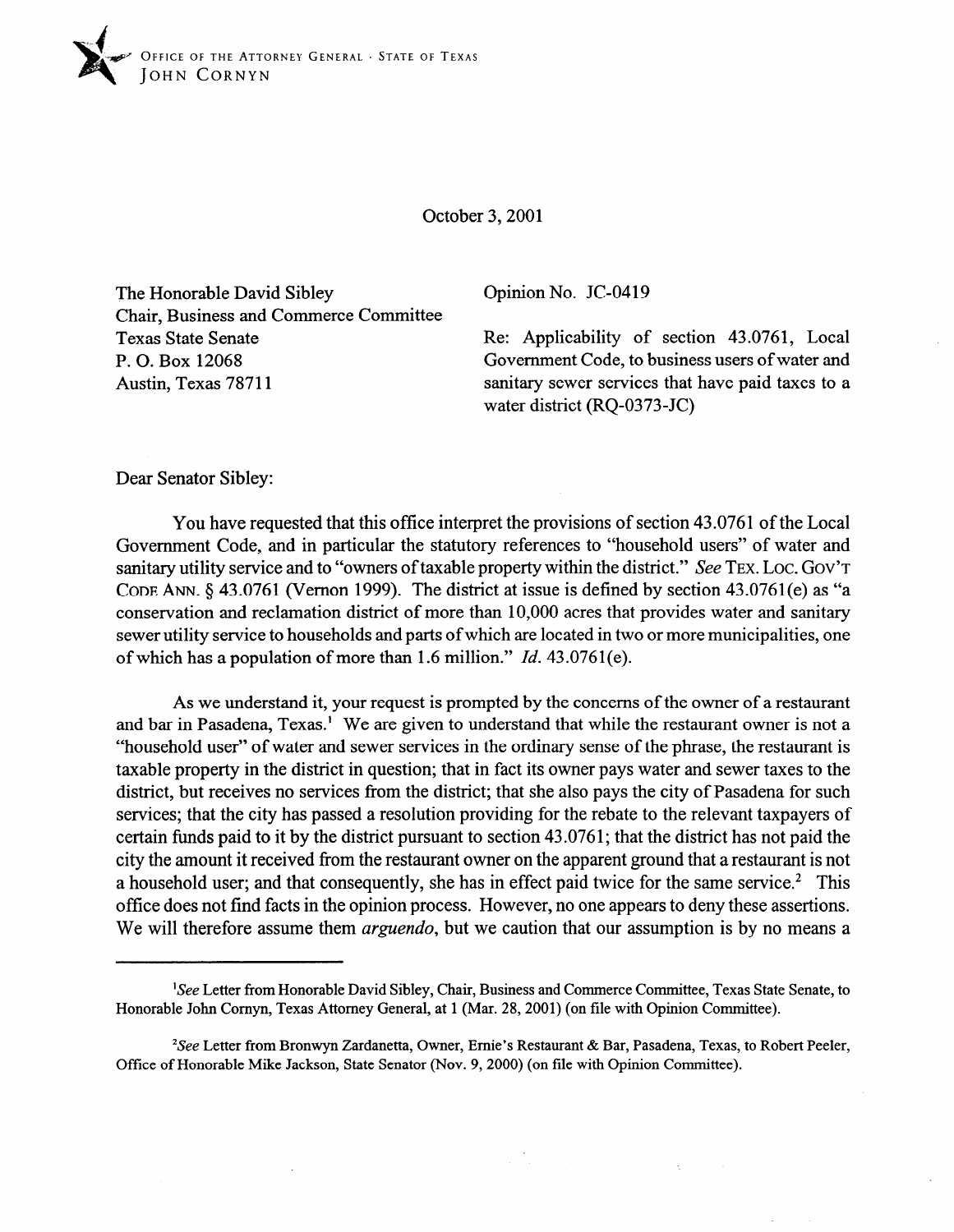OFFICE OF THE ATTORNEY GENERAL · STATE OF TEXAS
JOHN CORNYN

October 3, 2001

The Honorable David Sibley
Chair, Business and Commerce Committee
Texas State Senate
P. O. Box 12068
Austin, Texas 78711

Opinion No. JC-0419

Re: Applicability of section 43.0761, Local Government Code, to business users of water and sanitary sewer services that have paid taxes to a water district (RQ-0373-JC)

Dear Senator Sibley:

You have requested that this office interpret the provisions of section 43.0761 of the Local Government Code, and in particular the statutory references to "household users" of water and sanitary utility service and to "owners of taxable property within the district." *See* TEX. LOC. GOV'T CODE ANN. § 43.0761 (Vernon 1999). The district at issue is defined by section 43.0761(e) as "a conservation and reclamation district of more than 10,000 acres that provides water and sanitary sewer utility service to households and parts of which are located in two or more municipalities, one of which has a population of more than 1.6 million." *Id.* 43.0761(e).

As we understand it, your request is prompted by the concerns of the owner of a restaurant and bar in Pasadena, Texas.[1] We are given to understand that while the restaurant owner is not a "household user" of water and sewer services in the ordinary sense of the phrase, the restaurant is taxable property in the district in question; that in fact its owner pays water and sewer taxes to the district, but receives no services from the district; that she also pays the city of Pasadena for such services; that the city has passed a resolution providing for the rebate to the relevant taxpayers of certain funds paid to it by the district pursuant to section 43.0761; that the district has not paid the city the amount it received from the restaurant owner on the apparent ground that a restaurant is not a household user; and that consequently, she has in effect paid twice for the same service.[2] This office does not find facts in the opinion process. However, no one appears to deny these assertions. We will therefore assume them *arguendo*, but we caution that our assumption is by no means a

[1] *See* Letter from Honorable David Sibley, Chair, Business and Commerce Committee, Texas State Senate, to Honorable John Cornyn, Texas Attorney General, at 1 (Mar. 28, 2001) (on file with Opinion Committee).

[2] *See* Letter from Bronwyn Zardanetta, Owner, Ernie's Restaurant & Bar, Pasadena, Texas, to Robert Peeler, Office of Honorable Mike Jackson, State Senator (Nov. 9, 2000) (on file with Opinion Committee).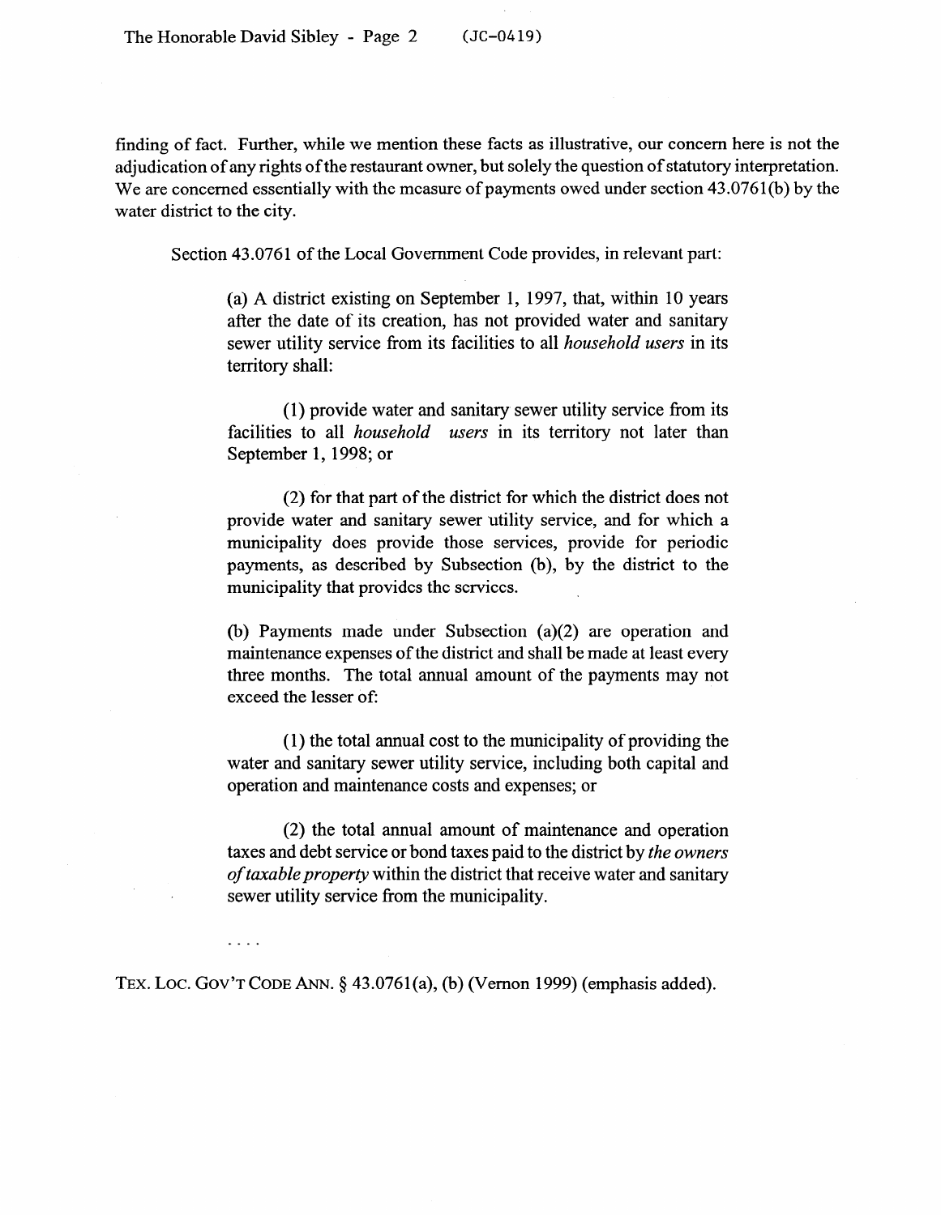finding of fact. Further, while we mention these facts as illustrative, our concern here is not the adjudication of any rights of the restaurant owner, but solely the question of statutory interpretation. We are concerned essentially with the measure of payments owed under section 43.0761(b) by the water district to the city.

Section 43.0761 of the Local Government Code provides, in relevant part:

> (a) A district existing on September 1, 1997, that, within 10 years after the date of its creation, has not provided water and sanitary sewer utility service from its facilities to all *household users* in its territory shall:
>
> (1) provide water and sanitary sewer utility service from its facilities to all *household users* in its territory not later than September 1, 1998; or
>
> (2) for that part of the district for which the district does not provide water and sanitary sewer utility service, and for which a municipality does provide those services, provide for periodic payments, as described by Subsection (b), by the district to the municipality that provides the services.
>
> (b) Payments made under Subsection (a)(2) are operation and maintenance expenses of the district and shall be made at least every three months. The total annual amount of the payments may not exceed the lesser of:
>
> (1) the total annual cost to the municipality of providing the water and sanitary sewer utility service, including both capital and operation and maintenance costs and expenses; or
>
> (2) the total annual amount of maintenance and operation taxes and debt service or bond taxes paid to the district by *the owners of taxable property* within the district that receive water and sanitary sewer utility service from the municipality.
>
> . . . .

TEX. LOC. GOV'T CODE ANN. § 43.0761(a), (b) (Vernon 1999) (emphasis added).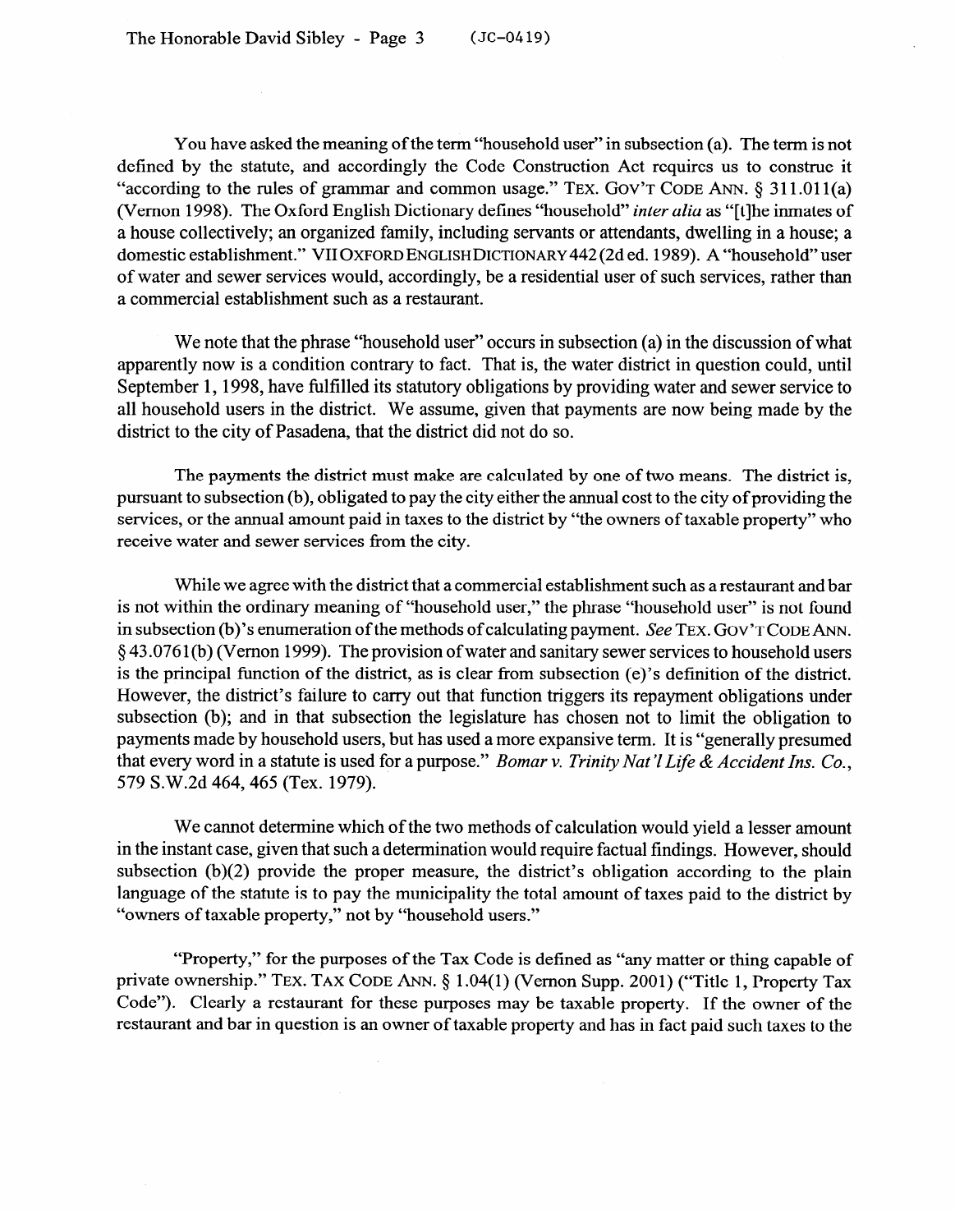You have asked the meaning of the term "household user" in subsection (a). The term is not defined by the statute, and accordingly the Code Construction Act requires us to construe it "according to the rules of grammar and common usage." TEX. GOV'T CODE ANN. § 311.011(a) (Vernon 1998). The Oxford English Dictionary defines "household" *inter alia* as "[t]he inmates of a house collectively; an organized family, including servants or attendants, dwelling in a house; a domestic establishment." VII OXFORD ENGLISH DICTIONARY 442 (2d ed. 1989). A "household" user of water and sewer services would, accordingly, be a residential user of such services, rather than a commercial establishment such as a restaurant.

We note that the phrase "household user" occurs in subsection (a) in the discussion of what apparently now is a condition contrary to fact. That is, the water district in question could, until September 1, 1998, have fulfilled its statutory obligations by providing water and sewer service to all household users in the district. We assume, given that payments are now being made by the district to the city of Pasadena, that the district did not do so.

The payments the district must make are calculated by one of two means. The district is, pursuant to subsection (b), obligated to pay the city either the annual cost to the city of providing the services, or the annual amount paid in taxes to the district by "the owners of taxable property" who receive water and sewer services from the city.

While we agree with the district that a commercial establishment such as a restaurant and bar is not within the ordinary meaning of "household user," the phrase "household user" is not found in subsection (b)'s enumeration of the methods of calculating payment. *See* TEX. GOV'T CODE ANN. § 43.0761(b) (Vernon 1999). The provision of water and sanitary sewer services to household users is the principal function of the district, as is clear from subsection (e)'s definition of the district. However, the district's failure to carry out that function triggers its repayment obligations under subsection (b); and in that subsection the legislature has chosen not to limit the obligation to payments made by household users, but has used a more expansive term. It is "generally presumed that every word in a statute is used for a purpose." *Bomar v. Trinity Nat'l Life & Accident Ins. Co.*, 579 S.W.2d 464, 465 (Tex. 1979).

We cannot determine which of the two methods of calculation would yield a lesser amount in the instant case, given that such a determination would require factual findings. However, should subsection (b)(2) provide the proper measure, the district's obligation according to the plain language of the statute is to pay the municipality the total amount of taxes paid to the district by "owners of taxable property," not by "household users."

"Property," for the purposes of the Tax Code is defined as "any matter or thing capable of private ownership." TEX. TAX CODE ANN. § 1.04(1) (Vernon Supp. 2001) ("Title 1, Property Tax Code"). Clearly a restaurant for these purposes may be taxable property. If the owner of the restaurant and bar in question is an owner of taxable property and has in fact paid such taxes to the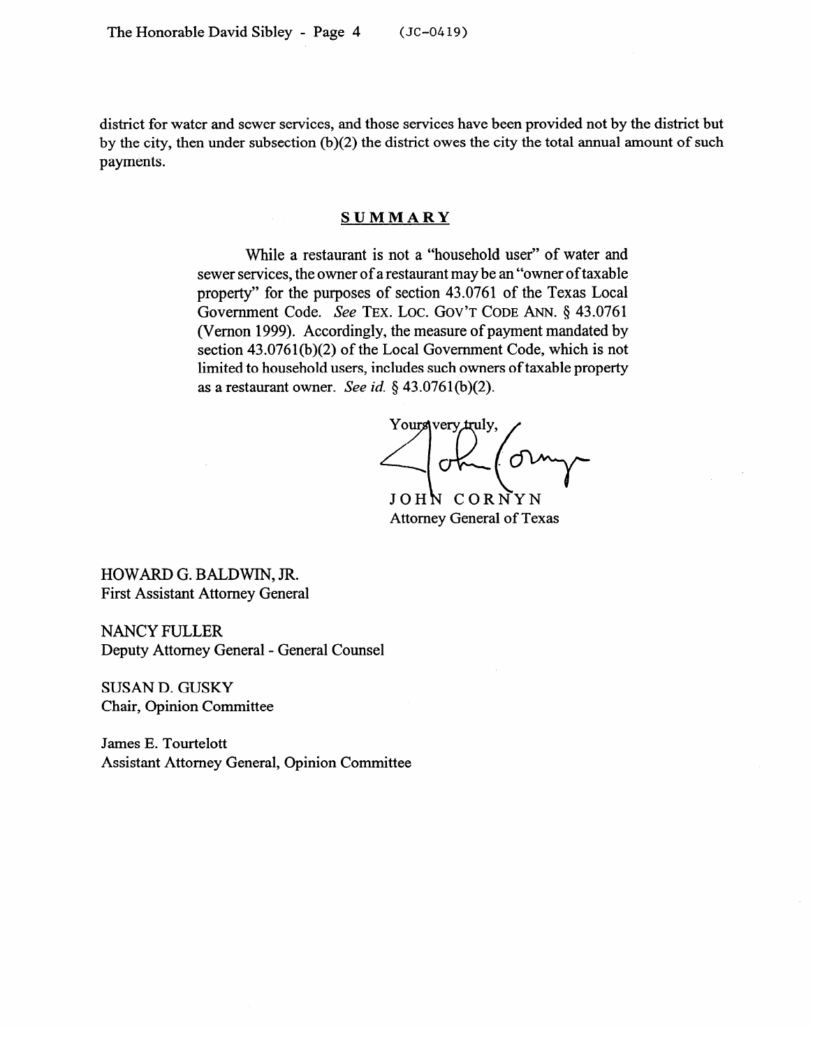district for water and sewer services, and those services have been provided not by the district but by the city, then under subsection (b)(2) the district owes the city the total annual amount of such payments.

## SUMMARY

While a restaurant is not a "household user" of water and sewer services, the owner of a restaurant may be an "owner of taxable property" for the purposes of section 43.0761 of the Texas Local Government Code. *See* TEX. LOC. GOV'T CODE ANN. § 43.0761 (Vernon 1999). Accordingly, the measure of payment mandated by section 43.0761(b)(2) of the Local Government Code, which is not limited to household users, includes such owners of taxable property as a restaurant owner. *See id.* § 43.0761(b)(2).

Yours very truly,

JOHN CORNYN
Attorney General of Texas

HOWARD G. BALDWIN, JR.
First Assistant Attorney General

NANCY FULLER
Deputy Attorney General - General Counsel

SUSAN D. GUSKY
Chair, Opinion Committee

James E. Tourtelott
Assistant Attorney General, Opinion Committee